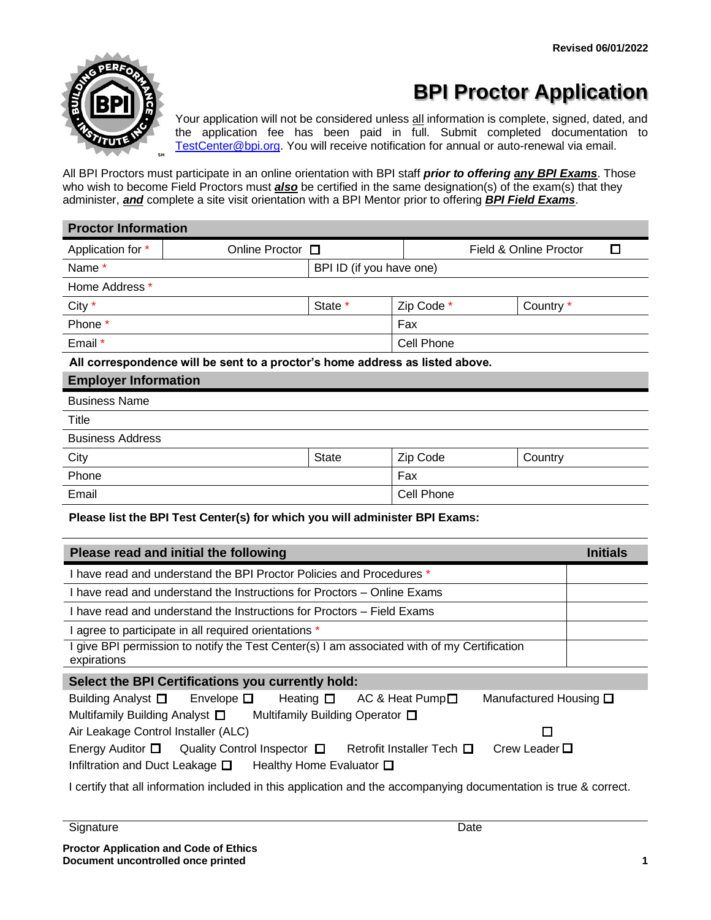Revised 06/01/2022

# BPI Proctor Application

Your application will not be considered unless all information is complete, signed, dated, and the application fee has been paid in full. Submit completed documentation to TestCenter@bpi.org. You will receive notification for annual or auto-renewal via email.

All BPI Proctors must participate in an online orientation with BPI staff ***prior to offering*** ***any BPI Exams***. Those who wish to become Field Proctors must ***also*** be certified in the same designation(s) of the exam(s) that they administer, ***and*** complete a site visit orientation with a BPI Mentor prior to offering ***BPI Field Exams***.

## Proctor Information

| Application for * | Online Proctor ☐ | | Field & Online Proctor ☐ |
|---|---|---|---|
| Name * | BPI ID (if you have one) | | |
| Home Address * | | | |
| City * | State * | Zip Code * | Country * |
| Phone * | | Fax | |
| Email * | | Cell Phone | |

**All correspondence will be sent to a proctor's home address as listed above.**

## Employer Information

| Business Name | | | |
|---|---|---|---|
| Title | | | |
| Business Address | | | |
| City | State | Zip Code | Country |
| Phone | | Fax | |
| Email | | Cell Phone | |

**Please list the BPI Test Center(s) for which you will administer BPI Exams:**

| Please read and initial the following | Initials |
|---|---|
| I have read and understand the BPI Proctor Policies and Procedures * | |
| I have read and understand the Instructions for Proctors – Online Exams | |
| I have read and understand the Instructions for Proctors – Field Exams | |
| I agree to participate in all required orientations * | |
| I give BPI permission to notify the Test Center(s) I am associated with of my Certification expirations | |

## Select the BPI Certifications you currently hold:

Building Analyst ☐ Envelope ☐ Heating ☐ AC & Heat Pump ☐ Manufactured Housing ☐
Multifamily Building Analyst ☐ Multifamily Building Operator ☐
Air Leakage Control Installer (ALC) ☐
Energy Auditor ☐ Quality Control Inspector ☐ Retrofit Installer Tech ☐ Crew Leader ☐
Infiltration and Duct Leakage ☐ Healthy Home Evaluator ☐

I certify that all information included in this application and the accompanying documentation is true & correct.

Signature _______________ Date _______________

**Proctor Application and Code of Ethics**
**Document uncontrolled once printed**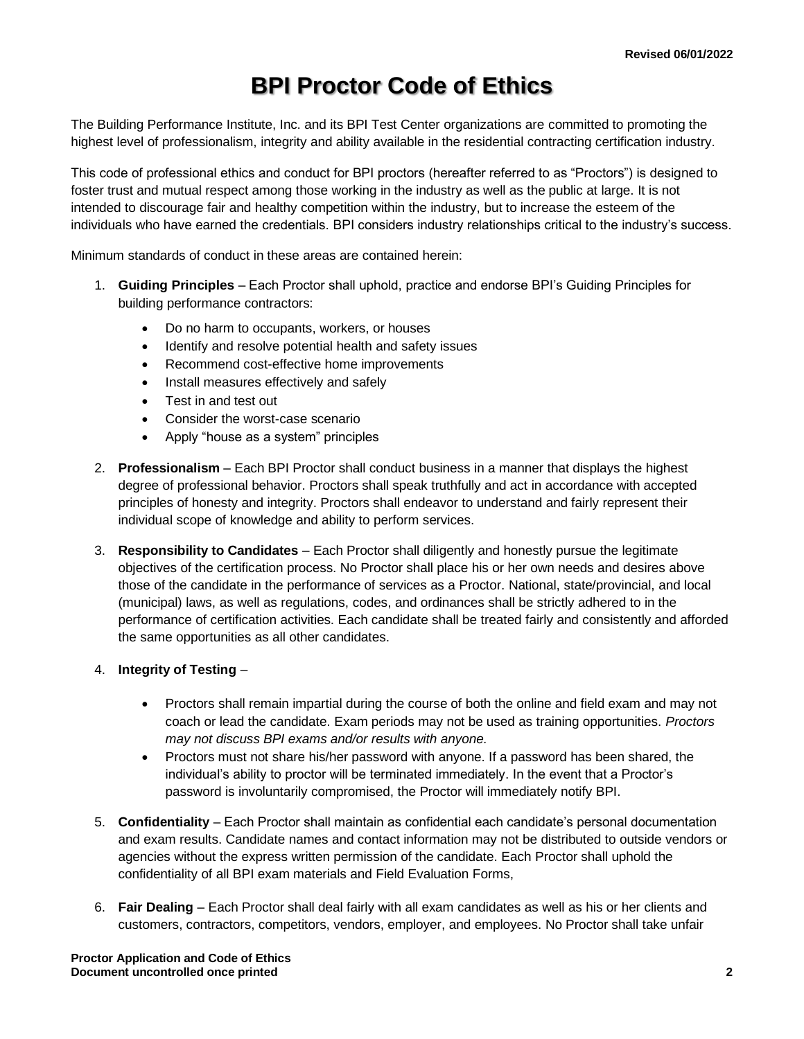Revised 06/01/2022

# BPI Proctor Code of Ethics

The Building Performance Institute, Inc. and its BPI Test Center organizations are committed to promoting the highest level of professionalism, integrity and ability available in the residential contracting certification industry.

This code of professional ethics and conduct for BPI proctors (hereafter referred to as "Proctors") is designed to foster trust and mutual respect among those working in the industry as well as the public at large. It is not intended to discourage fair and healthy competition within the industry, but to increase the esteem of the individuals who have earned the credentials. BPI considers industry relationships critical to the industry's success.

Minimum standards of conduct in these areas are contained herein:

1. **Guiding Principles** – Each Proctor shall uphold, practice and endorse BPI's Guiding Principles for building performance contractors:
   - Do no harm to occupants, workers, or houses
   - Identify and resolve potential health and safety issues
   - Recommend cost-effective home improvements
   - Install measures effectively and safely
   - Test in and test out
   - Consider the worst-case scenario
   - Apply "house as a system" principles

2. **Professionalism** – Each BPI Proctor shall conduct business in a manner that displays the highest degree of professional behavior. Proctors shall speak truthfully and act in accordance with accepted principles of honesty and integrity. Proctors shall endeavor to understand and fairly represent their individual scope of knowledge and ability to perform services.

3. **Responsibility to Candidates** – Each Proctor shall diligently and honestly pursue the legitimate objectives of the certification process. No Proctor shall place his or her own needs and desires above those of the candidate in the performance of services as a Proctor. National, state/provincial, and local (municipal) laws, as well as regulations, codes, and ordinances shall be strictly adhered to in the performance of certification activities. Each candidate shall be treated fairly and consistently and afforded the same opportunities as all other candidates.

4. **Integrity of Testing** –
   - Proctors shall remain impartial during the course of both the online and field exam and may not coach or lead the candidate. Exam periods may not be used as training opportunities. *Proctors may not discuss BPI exams and/or results with anyone.*
   - Proctors must not share his/her password with anyone. If a password has been shared, the individual's ability to proctor will be terminated immediately. In the event that a Proctor's password is involuntarily compromised, the Proctor will immediately notify BPI.

5. **Confidentiality** – Each Proctor shall maintain as confidential each candidate's personal documentation and exam results. Candidate names and contact information may not be distributed to outside vendors or agencies without the express written permission of the candidate. Each Proctor shall uphold the confidentiality of all BPI exam materials and Field Evaluation Forms,

6. **Fair Dealing** – Each Proctor shall deal fairly with all exam candidates as well as his or her clients and customers, contractors, competitors, vendors, employer, and employees. No Proctor shall take unfair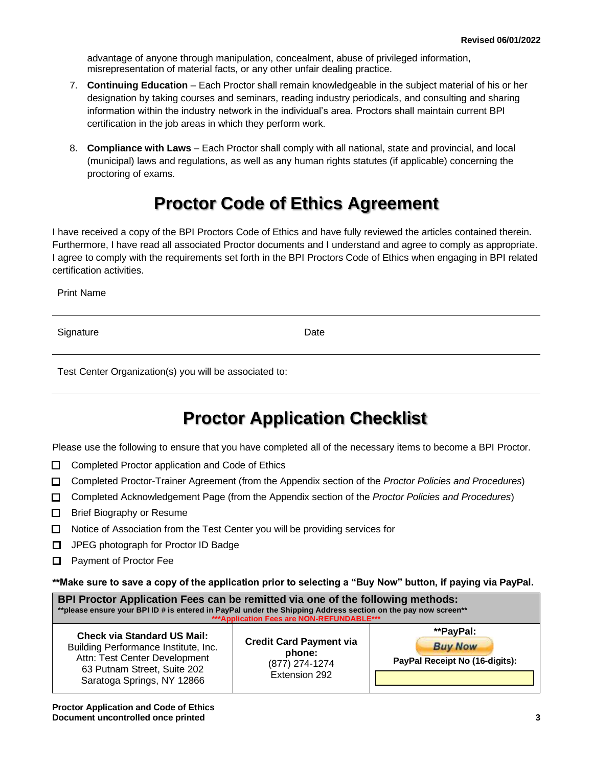advantage of anyone through manipulation, concealment, abuse of privileged information, misrepresentation of material facts, or any other unfair dealing practice.

7. **Continuing Education** – Each Proctor shall remain knowledgeable in the subject material of his or her designation by taking courses and seminars, reading industry periodicals, and consulting and sharing information within the industry network in the individual's area. Proctors shall maintain current BPI certification in the job areas in which they perform work.

8. **Compliance with Laws** – Each Proctor shall comply with all national, state and provincial, and local (municipal) laws and regulations, as well as any human rights statutes (if applicable) concerning the proctoring of exams.

# Proctor Code of Ethics Agreement

I have received a copy of the BPI Proctors Code of Ethics and have fully reviewed the articles contained therein. Furthermore, I have read all associated Proctor documents and I understand and agree to comply as appropriate. I agree to comply with the requirements set forth in the BPI Proctors Code of Ethics when engaging in BPI related certification activities.

Print Name

Signature Date

Test Center Organization(s) you will be associated to:

# Proctor Application Checklist

Please use the following to ensure that you have completed all of the necessary items to become a BPI Proctor.

- ☐ Completed Proctor application and Code of Ethics
- ☐ Completed Proctor-Trainer Agreement (from the Appendix section of the *Proctor Policies and Procedures*)
- ☐ Completed Acknowledgement Page (from the Appendix section of the *Proctor Policies and Procedures*)
- ☐ Brief Biography or Resume
- ☐ Notice of Association from the Test Center you will be providing services for
- ☐ JPEG photograph for Proctor ID Badge
- ☐ Payment of Proctor Fee

**\*\*Make sure to save a copy of the application prior to selecting a "Buy Now" button, if paying via PayPal.**

| BPI Proctor Application Fees can be remitted via one of the following methods: **please ensure your BPI ID # is entered in PayPal under the Shipping Address section on the pay now screen** ***Application Fees are NON-REFUNDABLE*** | | |
|---|---|---|
| **Check via Standard US Mail:** Building Performance Institute, Inc. Attn: Test Center Development 63 Putnam Street, Suite 202 Saratoga Springs, NY 12866 | **Credit Card Payment via phone:** (877) 274-1274 Extension 292 | **\*\*PayPal:** Buy Now **PayPal Receipt No (16-digits):** |

**Proctor Application and Code of Ethics**
**Document uncontrolled once printed**